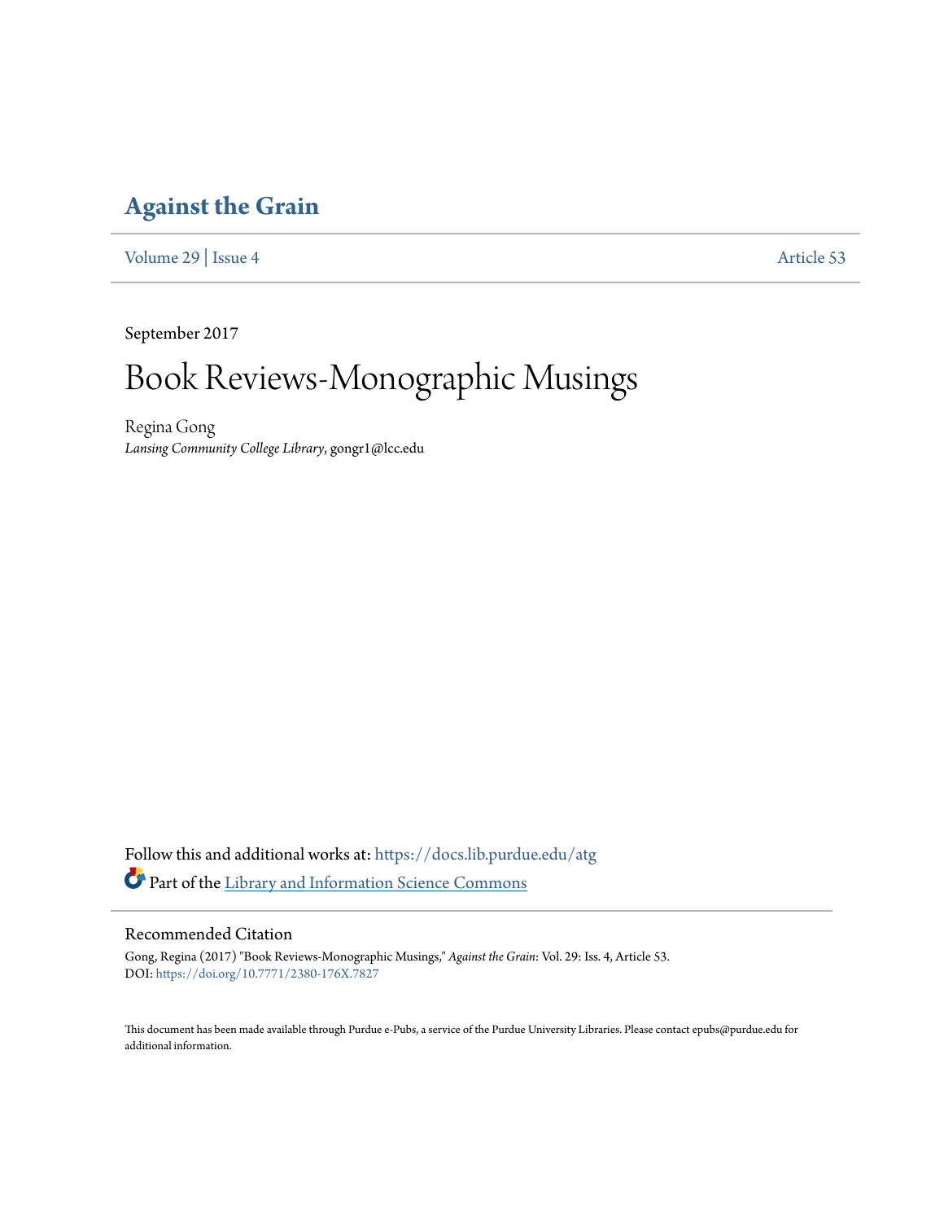# Against the Grain

Volume 29 | Issue 4 Article 53

September 2017

# Book Reviews-Monographic Musings

Regina Gong

*Lansing Community College Library*, gongr1@lcc.edu

Follow this and additional works at: https://docs.lib.purdue.edu/atg

Part of the Library and Information Science Commons

## Recommended Citation

Gong, Regina (2017) "Book Reviews-Monographic Musings," *Against the Grain*: Vol. 29: Iss. 4, Article 53.
DOI: https://doi.org/10.7771/2380-176X.7827

This document has been made available through Purdue e-Pubs, a service of the Purdue University Libraries. Please contact epubs@purdue.edu for additional information.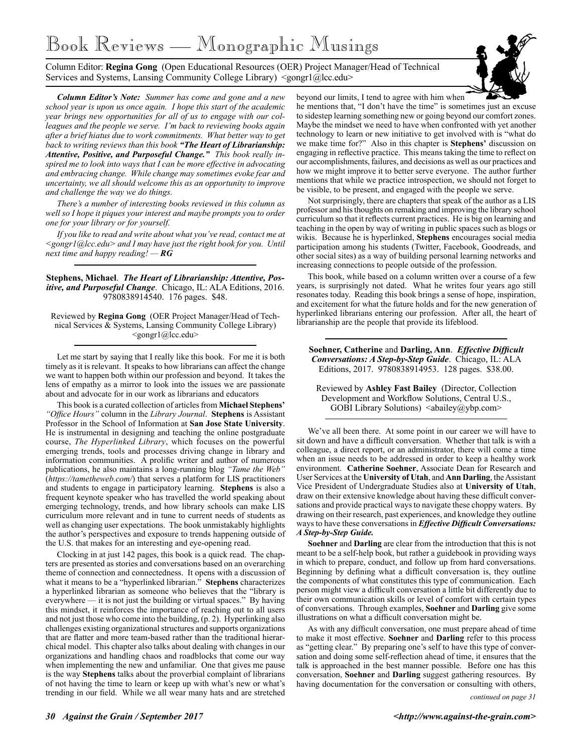# Book Reviews — Monographic Musings

Column Editor: **Regina Gong** (Open Educational Resources (OER) Project Manager/Head of Technical Services and Systems, Lansing Community College Library) <gongr1@lcc.edu>

***Column Editor's Note:*** *Summer has come and gone and a new school year is upon us once again. I hope this start of the academic year brings new opportunities for all of us to engage with our colleagues and the people we serve. I'm back to reviewing books again after a brief hiatus due to work commitments. What better way to get back to writing reviews than this book **"The Heart of Librarianship: Attentive, Positive, and Purposeful Change."** This book really inspired me to look into ways that I can be more effective in advocating and embracing change. While change may sometimes evoke fear and uncertainty, we all should welcome this as an opportunity to improve and challenge the way we do things.*

*There's a number of interesting books reviewed in this column as well so I hope it piques your interest and maybe prompts you to order one for your library or for yourself.*

*If you like to read and write about what you've read, contact me at <gongr1@lcc.edu> and I may have just the right book for you. Until next time and happy reading! — **RG***

---

**Stephens, Michael**. ***The Heart of Librarianship: Attentive, Positive, and Purposeful Change***. Chicago, IL: ALA Editions, 2016. 9780838914540. 176 pages. $48.

Reviewed by **Regina Gong** (OER Project Manager/Head of Technical Services & Systems, Lansing Community College Library) <gongr1@lcc.edu>

---

Let me start by saying that I really like this book. For me it is both timely as it is relevant. It speaks to how librarians can affect the change we want to happen both within our profession and beyond. It takes the lens of empathy as a mirror to look into the issues we are passionate about and advocate for in our work as librarians and educators

This book is a curated collection of articles from **Michael Stephens'** *"Office Hours"* column in the *Library Journal*. **Stephens** is Assistant Professor in the School of Information at **San Jose State University**. He is instrumental in designing and teaching the online postgraduate course, *The Hyperlinked Library*, which focuses on the powerful emerging trends, tools and processes driving change in library and information communities. A prolific writer and author of numerous publications, he also maintains a long-running blog *"Tame the Web"* (*https://tametheweb.com/*) that serves a platform for LIS practitioners and students to engage in participatory learning. **Stephens** is also a frequent keynote speaker who has travelled the world speaking about emerging technology, trends, and how library schools can make LIS curriculum more relevant and in tune to current needs of students as well as changing user expectations. The book unmistakably highlights the author's perspectives and exposure to trends happening outside of the U.S. that makes for an interesting and eye-opening read.

Clocking in at just 142 pages, this book is a quick read. The chapters are presented as stories and conversations based on an overarching theme of connection and connectedness. It opens with a discussion of what it means to be a "hyperlinked librarian." **Stephens** characterizes a hyperlinked librarian as someone who believes that the "library is everywhere — it is not just the building or virtual spaces." By having this mindset, it reinforces the importance of reaching out to all users and not just those who come into the building, (p. 2). Hyperlinking also challenges existing organizational structures and supports organizations that are flatter and more team-based rather than the traditional hierarchical model. This chapter also talks about dealing with changes in our organizations and handling chaos and roadblocks that come our way when implementing the new and unfamiliar. One that gives me pause is the way **Stephens** talks about the proverbial complaint of librarians of not having the time to learn or keep up with what's new or what's trending in our field. While we all wear many hats and are stretched beyond our limits, I tend to agree with him when he mentions that, "I don't have the time" is sometimes just an excuse to sidestep learning something new or going beyond our comfort zones. Maybe the mindset we need to have when confronted with yet another technology to learn or new initiative to get involved with is "what do we make time for?" Also in this chapter is **Stephens'** discussion on engaging in reflective practice. This means taking the time to reflect on our accomplishments, failures, and decisions as well as our practices and how we might improve it to better serve everyone. The author further mentions that while we practice introspection, we should not forget to be visible, to be present, and engaged with the people we serve.

Not surprisingly, there are chapters that speak of the author as a LIS professor and his thoughts on remaking and improving the library school curriculum so that it reflects current practices. He is big on learning and teaching in the open by way of writing in public spaces such as blogs or wikis. Because he is hyperlinked, **Stephens** encourages social media participation among his students (Twitter, Facebook, Goodreads, and other social sites) as a way of building personal learning networks and increasing connections to people outside of the profession.

This book, while based on a column written over a course of a few years, is surprisingly not dated. What he writes four years ago still resonates today. Reading this book brings a sense of hope, inspiration, and excitement for what the future holds and for the new generation of hyperlinked librarians entering our profession. After all, the heart of librarianship are the people that provide its lifeblood.

---

**Soehner, Catherine** and **Darling, Ann**. ***Effective Difficult Conversations: A Step-by-Step Guide***. Chicago, IL: ALA Editions, 2017. 9780838914953. 128 pages. $38.00.

Reviewed by **Ashley Fast Bailey** (Director, Collection Development and Workflow Solutions, Central U.S., GOBI Library Solutions) <abailey@ybp.com>

---

We've all been there. At some point in our career we will have to sit down and have a difficult conversation. Whether that talk is with a colleague, a direct report, or an administrator, there will come a time when an issue needs to be addressed in order to keep a healthy work environment. **Catherine Soehner**, Associate Dean for Research and User Services at the **University of Utah**, and **Ann Darling**, the Assistant Vice President of Undergraduate Studies also at **University of Utah**, draw on their extensive knowledge about having these difficult conversations and provide practical ways to navigate these choppy waters. By drawing on their research, past experiences, and knowledge they outline ways to have these conversations in ***Effective Difficult Conversations: A Step-by-Step Guide.***

**Soehner** and **Darling** are clear from the introduction that this is not meant to be a self-help book, but rather a guidebook in providing ways in which to prepare, conduct, and follow up from hard conversations. Beginning by defining what a difficult conversation is, they outline the components of what constitutes this type of communication. Each person might view a difficult conversation a little bit differently due to their own communication skills or level of comfort with certain types of conversations. Through examples, **Soehner** and **Darling** give some illustrations on what a difficult conversation might be.

As with any difficult conversation, one must prepare ahead of time to make it most effective. **Soehner** and **Darling** refer to this process as "getting clear." By preparing one's self to have this type of conversation and doing some self-reflection ahead of time, it ensures that the talk is approached in the best manner possible. Before one has this conversation, **Soehner** and **Darling** suggest gathering resources. By having documentation for the conversation or consulting with others,

*continued on page 31*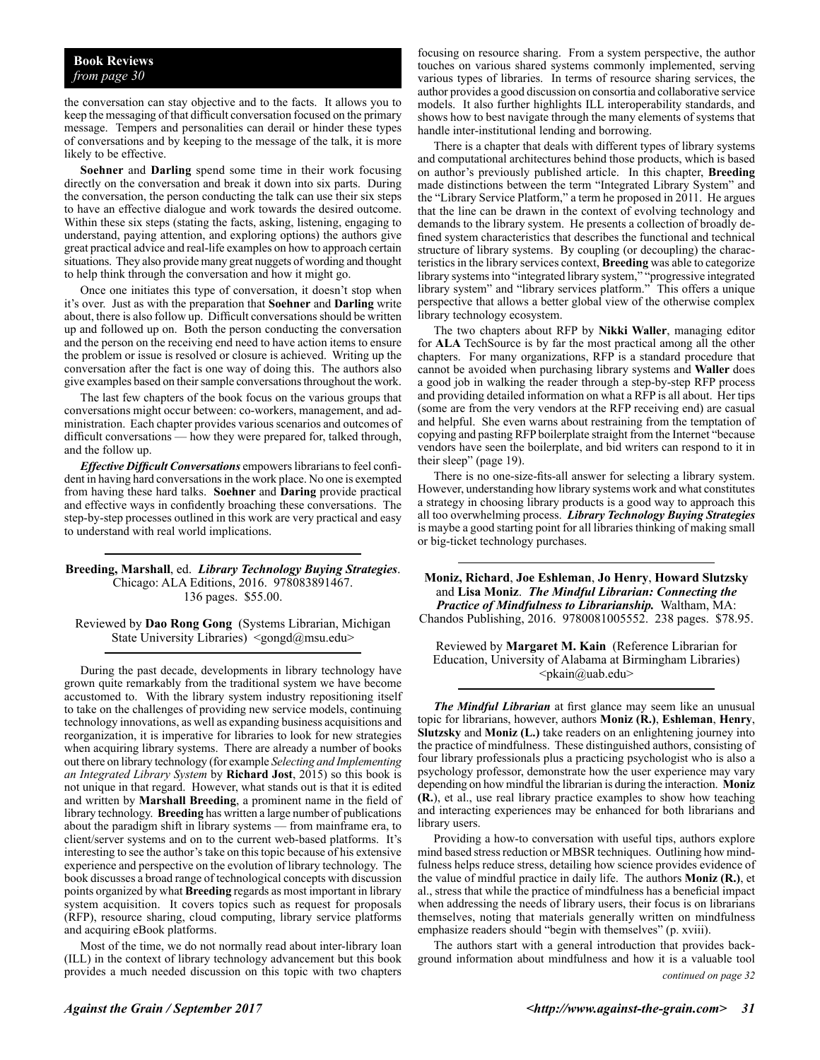**Book Reviews**
*from page 30*

the conversation can stay objective and to the facts. It allows you to keep the messaging of that difficult conversation focused on the primary message. Tempers and personalities can derail or hinder these types of conversations and by keeping to the message of the talk, it is more likely to be effective.

**Soehner** and **Darling** spend some time in their work focusing directly on the conversation and break it down into six parts. During the conversation, the person conducting the talk can use their six steps to have an effective dialogue and work towards the desired outcome. Within these six steps (stating the facts, asking, listening, engaging to understand, paying attention, and exploring options) the authors give great practical advice and real-life examples on how to approach certain situations. They also provide many great nuggets of wording and thought to help think through the conversation and how it might go.

Once one initiates this type of conversation, it doesn't stop when it's over. Just as with the preparation that **Soehner** and **Darling** write about, there is also follow up. Difficult conversations should be written up and followed up on. Both the person conducting the conversation and the person on the receiving end need to have action items to ensure the problem or issue is resolved or closure is achieved. Writing up the conversation after the fact is one way of doing this. The authors also give examples based on their sample conversations throughout the work.

The last few chapters of the book focus on the various groups that conversations might occur between: co-workers, management, and administration. Each chapter provides various scenarios and outcomes of difficult conversations — how they were prepared for, talked through, and the follow up.

***Effective Difficult Conversations*** empowers librarians to feel confident in having hard conversations in the work place. No one is exempted from having these hard talks. **Soehner** and **Daring** provide practical and effective ways in confidently broaching these conversations. The step-by-step processes outlined in this work are very practical and easy to understand with real world implications.

---

**Breeding, Marshall**, ed. ***Library Technology Buying Strategies***. Chicago: ALA Editions, 2016. 978083891467. 136 pages. $55.00.

Reviewed by **Dao Rong Gong** (Systems Librarian, Michigan State University Libraries) <gongd@msu.edu>

---

During the past decade, developments in library technology have grown quite remarkably from the traditional system we have become accustomed to. With the library system industry repositioning itself to take on the challenges of providing new service models, continuing technology innovations, as well as expanding business acquisitions and reorganization, it is imperative for libraries to look for new strategies when acquiring library systems. There are already a number of books out there on library technology (for example *Selecting and Implementing an Integrated Library System* by **Richard Jost**, 2015) so this book is not unique in that regard. However, what stands out is that it is edited and written by **Marshall Breeding**, a prominent name in the field of library technology. **Breeding** has written a large number of publications about the paradigm shift in library systems — from mainframe era, to client/server systems and on to the current web-based platforms. It's interesting to see the author's take on this topic because of his extensive experience and perspective on the evolution of library technology. The book discusses a broad range of technological concepts with discussion points organized by what **Breeding** regards as most important in library system acquisition. It covers topics such as request for proposals (RFP), resource sharing, cloud computing, library service platforms and acquiring eBook platforms.

Most of the time, we do not normally read about inter-library loan (ILL) in the context of library technology advancement but this book provides a much needed discussion on this topic with two chapters focusing on resource sharing. From a system perspective, the author touches on various shared systems commonly implemented, serving various types of libraries. In terms of resource sharing services, the author provides a good discussion on consortia and collaborative service models. It also further highlights ILL interoperability standards, and shows how to best navigate through the many elements of systems that handle inter-institutional lending and borrowing.

There is a chapter that deals with different types of library systems and computational architectures behind those products, which is based on author's previously published article. In this chapter, **Breeding** made distinctions between the term "Integrated Library System" and the "Library Service Platform," a term he proposed in 2011. He argues that the line can be drawn in the context of evolving technology and demands to the library system. He presents a collection of broadly defined system characteristics that describes the functional and technical structure of library systems. By coupling (or decoupling) the characteristics in the library services context, **Breeding** was able to categorize library systems into "integrated library system," "progressive integrated library system" and "library services platform." This offers a unique perspective that allows a better global view of the otherwise complex library technology ecosystem.

The two chapters about RFP by **Nikki Waller**, managing editor for **ALA** TechSource is by far the most practical among all the other chapters. For many organizations, RFP is a standard procedure that cannot be avoided when purchasing library systems and **Waller** does a good job in walking the reader through a step-by-step RFP process and providing detailed information on what a RFP is all about. Her tips (some are from the very vendors at the RFP receiving end) are casual and helpful. She even warns about restraining from the temptation of copying and pasting RFP boilerplate straight from the Internet "because vendors have seen the boilerplate, and bid writers can respond to it in their sleep" (page 19).

There is no one-size-fits-all answer for selecting a library system. However, understanding how library systems work and what constitutes a strategy in choosing library products is a good way to approach this all too overwhelming process. ***Library Technology Buying Strategies*** is maybe a good starting point for all libraries thinking of making small or big-ticket technology purchases.

---

**Moniz, Richard**, **Joe Eshleman**, **Jo Henry**, **Howard Slutzsky** and **Lisa Moniz**. ***The Mindful Librarian: Connecting the Practice of Mindfulness to Librarianship.*** Waltham, MA: Chandos Publishing, 2016. 9780081005552. 238 pages. $78.95.

Reviewed by **Margaret M. Kain** (Reference Librarian for Education, University of Alabama at Birmingham Libraries) <pkain@uab.edu>

---

***The Mindful Librarian*** at first glance may seem like an unusual topic for librarians, however, authors **Moniz (R.)**, **Eshleman**, **Henry**, **Slutzsky** and **Moniz (L.)** take readers on an enlightening journey into the practice of mindfulness. These distinguished authors, consisting of four library professionals plus a practicing psychologist who is also a psychology professor, demonstrate how the user experience may vary depending on how mindful the librarian is during the interaction. **Moniz (R.)**, et al., use real library practice examples to show how teaching and interacting experiences may be enhanced for both librarians and library users.

Providing a how-to conversation with useful tips, authors explore mind based stress reduction or MBSR techniques. Outlining how mindfulness helps reduce stress, detailing how science provides evidence of the value of mindful practice in daily life. The authors **Moniz (R.)**, et al., stress that while the practice of mindfulness has a beneficial impact when addressing the needs of library users, their focus is on librarians themselves, noting that materials generally written on mindfulness emphasize readers should "begin with themselves" (p. xviii).

The authors start with a general introduction that provides background information about mindfulness and how it is a valuable tool

*continued on page 32*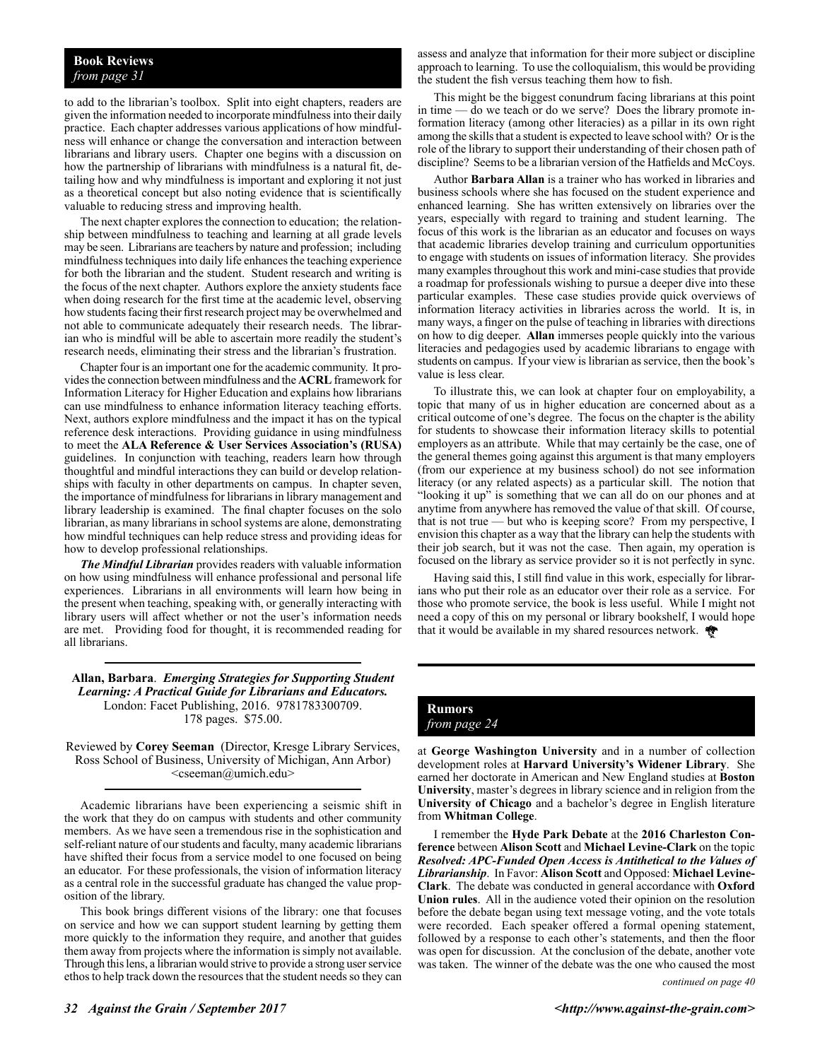## Book Reviews

*from page 31*

to add to the librarian's toolbox. Split into eight chapters, readers are given the information needed to incorporate mindfulness into their daily practice. Each chapter addresses various applications of how mindfulness will enhance or change the conversation and interaction between librarians and library users. Chapter one begins with a discussion on how the partnership of librarians with mindfulness is a natural fit, detailing how and why mindfulness is important and exploring it not just as a theoretical concept but also noting evidence that is scientifically valuable to reducing stress and improving health.

The next chapter explores the connection to education; the relationship between mindfulness to teaching and learning at all grade levels may be seen. Librarians are teachers by nature and profession; including mindfulness techniques into daily life enhances the teaching experience for both the librarian and the student. Student research and writing is the focus of the next chapter. Authors explore the anxiety students face when doing research for the first time at the academic level, observing how students facing their first research project may be overwhelmed and not able to communicate adequately their research needs. The librarian who is mindful will be able to ascertain more readily the student's research needs, eliminating their stress and the librarian's frustration.

Chapter four is an important one for the academic community. It provides the connection between mindfulness and the **ACRL** framework for Information Literacy for Higher Education and explains how librarians can use mindfulness to enhance information literacy teaching efforts. Next, authors explore mindfulness and the impact it has on the typical reference desk interactions. Providing guidance in using mindfulness to meet the **ALA Reference & User Services Association's (RUSA)** guidelines. In conjunction with teaching, readers learn how through thoughtful and mindful interactions they can build or develop relationships with faculty in other departments on campus. In chapter seven, the importance of mindfulness for librarians in library management and library leadership is examined. The final chapter focuses on the solo librarian, as many librarians in school systems are alone, demonstrating how mindful techniques can help reduce stress and providing ideas for how to develop professional relationships.

***The Mindful Librarian*** provides readers with valuable information on how using mindfulness will enhance professional and personal life experiences. Librarians in all environments will learn how being in the present when teaching, speaking with, or generally interacting with library users will affect whether or not the user's information needs are met. Providing food for thought, it is recommended reading for all librarians.

---

**Allan, Barbara**. ***Emerging Strategies for Supporting Student Learning: A Practical Guide for Librarians and Educators.*** London: Facet Publishing, 2016. 9781783300709. 178 pages. $75.00.

Reviewed by **Corey Seeman** (Director, Kresge Library Services, Ross School of Business, University of Michigan, Ann Arbor) <cseeman@umich.edu>

---

Academic librarians have been experiencing a seismic shift in the work that they do on campus with students and other community members. As we have seen a tremendous rise in the sophistication and self-reliant nature of our students and faculty, many academic librarians have shifted their focus from a service model to one focused on being an educator. For these professionals, the vision of information literacy as a central role in the successful graduate has changed the value proposition of the library.

This book brings different visions of the library: one that focuses on service and how we can support student learning by getting them more quickly to the information they require, and another that guides them away from projects where the information is simply not available. Through this lens, a librarian would strive to provide a strong user service ethos to help track down the resources that the student needs so they can assess and analyze that information for their more subject or discipline approach to learning. To use the colloquialism, this would be providing the student the fish versus teaching them how to fish.

This might be the biggest conundrum facing librarians at this point in time — do we teach or do we serve? Does the library promote information literacy (among other literacies) as a pillar in its own right among the skills that a student is expected to leave school with? Or is the role of the library to support their understanding of their chosen path of discipline? Seems to be a librarian version of the Hatfields and McCoys.

Author **Barbara Allan** is a trainer who has worked in libraries and business schools where she has focused on the student experience and enhanced learning. She has written extensively on libraries over the years, especially with regard to training and student learning. The focus of this work is the librarian as an educator and focuses on ways that academic libraries develop training and curriculum opportunities to engage with students on issues of information literacy. She provides many examples throughout this work and mini-case studies that provide a roadmap for professionals wishing to pursue a deeper dive into these particular examples. These case studies provide quick overviews of information literacy activities in libraries across the world. It is, in many ways, a finger on the pulse of teaching in libraries with directions on how to dig deeper. **Allan** immerses people quickly into the various literacies and pedagogies used by academic librarians to engage with students on campus. If your view is librarian as service, then the book's value is less clear.

To illustrate this, we can look at chapter four on employability, a topic that many of us in higher education are concerned about as a critical outcome of one's degree. The focus on the chapter is the ability for students to showcase their information literacy skills to potential employers as an attribute. While that may certainly be the case, one of the general themes going against this argument is that many employers (from our experience at my business school) do not see information literacy (or any related aspects) as a particular skill. The notion that "looking it up" is something that we can all do on our phones and at anytime from anywhere has removed the value of that skill. Of course, that is not true — but who is keeping score? From my perspective, I envision this chapter as a way that the library can help the students with their job search, but it was not the case. Then again, my operation is focused on the library as service provider so it is not perfectly in sync.

Having said this, I still find value in this work, especially for librarians who put their role as an educator over their role as a service. For those who promote service, the book is less useful. While I might not need a copy of this on my personal or library bookshelf, I would hope that it would be available in my shared resources network.

## Rumors

*from page 24*

at **George Washington University** and in a number of collection development roles at **Harvard University's Widener Library**. She earned her doctorate in American and New England studies at **Boston University**, master's degrees in library science and in religion from the **University of Chicago** and a bachelor's degree in English literature from **Whitman College**.

I remember the **Hyde Park Debate** at the **2016 Charleston Conference** between **Alison Scott** and **Michael Levine-Clark** on the topic ***Resolved: APC-Funded Open Access is Antithetical to the Values of Librarianship***. In Favor: **Alison Scott** and Opposed: **Michael Levine-Clark**. The debate was conducted in general accordance with **Oxford Union rules**. All in the audience voted their opinion on the resolution before the debate began using text message voting, and the vote totals were recorded. Each speaker offered a formal opening statement, followed by a response to each other's statements, and then the floor was open for discussion. At the conclusion of the debate, another vote was taken. The winner of the debate was the one who caused the most

*continued on page 40*